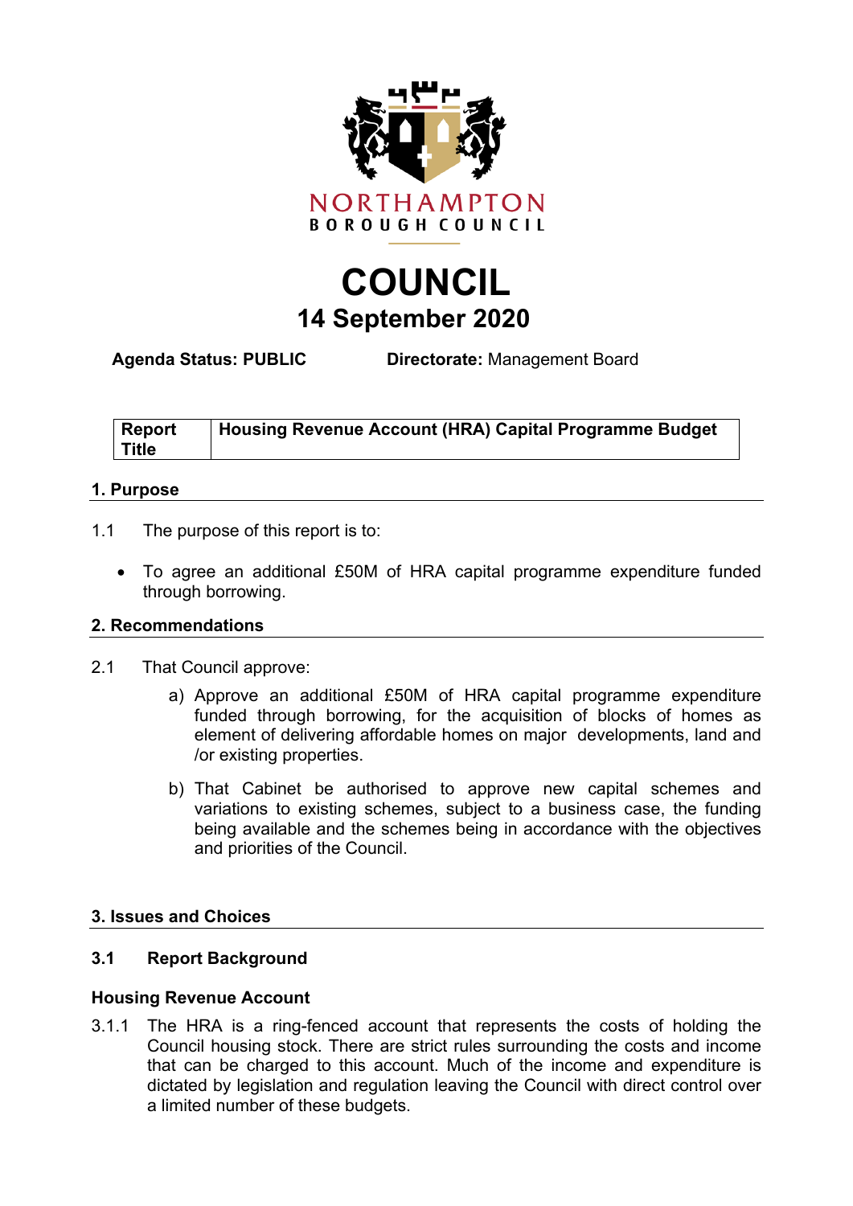NORTHAMPTON
BOROUGH COUNCIL

# COUNCIL
## 14 September 2020

**Agenda Status: PUBLIC** **Directorate:** Management Board

| **Report Title** | **Housing Revenue Account (HRA) Capital Programme Budget** |
|---|---|

## 1. Purpose

1.1 The purpose of this report is to:

- To agree an additional £50M of HRA capital programme expenditure funded through borrowing.

## 2. Recommendations

2.1 That Council approve:

a) Approve an additional £50M of HRA capital programme expenditure funded through borrowing, for the acquisition of blocks of homes as element of delivering affordable homes on major developments, land and /or existing properties.

b) That Cabinet be authorised to approve new capital schemes and variations to existing schemes, subject to a business case, the funding being available and the schemes being in accordance with the objectives and priorities of the Council.

## 3. Issues and Choices

### 3.1 Report Background

**Housing Revenue Account**

3.1.1 The HRA is a ring-fenced account that represents the costs of holding the Council housing stock. There are strict rules surrounding the costs and income that can be charged to this account. Much of the income and expenditure is dictated by legislation and regulation leaving the Council with direct control over a limited number of these budgets.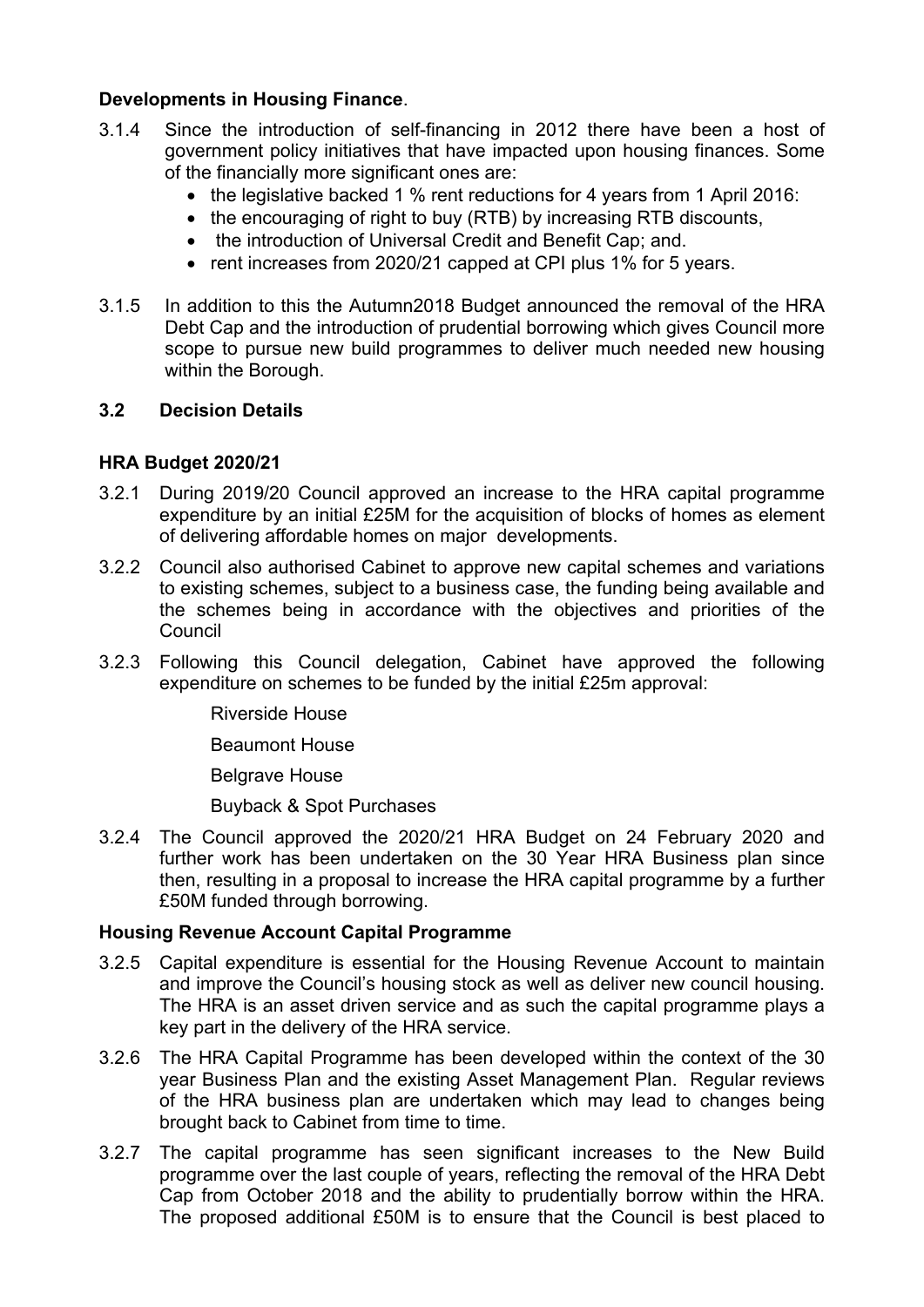**Developments in Housing Finance**.

3.1.4 Since the introduction of self-financing in 2012 there have been a host of government policy initiatives that have impacted upon housing finances. Some of the financially more significant ones are:

- the legislative backed 1 % rent reductions for 4 years from 1 April 2016:
- the encouraging of right to buy (RTB) by increasing RTB discounts,
- the introduction of Universal Credit and Benefit Cap; and.
- rent increases from 2020/21 capped at CPI plus 1% for 5 years.

3.1.5 In addition to this the Autumn2018 Budget announced the removal of the HRA Debt Cap and the introduction of prudential borrowing which gives Council more scope to pursue new build programmes to deliver much needed new housing within the Borough.

## 3.2 Decision Details

**HRA Budget 2020/21**

3.2.1 During 2019/20 Council approved an increase to the HRA capital programme expenditure by an initial £25M for the acquisition of blocks of homes as element of delivering affordable homes on major developments.

3.2.2 Council also authorised Cabinet to approve new capital schemes and variations to existing schemes, subject to a business case, the funding being available and the schemes being in accordance with the objectives and priorities of the Council

3.2.3 Following this Council delegation, Cabinet have approved the following expenditure on schemes to be funded by the initial £25m approval:

Riverside House

Beaumont House

Belgrave House

Buyback & Spot Purchases

3.2.4 The Council approved the 2020/21 HRA Budget on 24 February 2020 and further work has been undertaken on the 30 Year HRA Business plan since then, resulting in a proposal to increase the HRA capital programme by a further £50M funded through borrowing.

**Housing Revenue Account Capital Programme**

3.2.5 Capital expenditure is essential for the Housing Revenue Account to maintain and improve the Council's housing stock as well as deliver new council housing. The HRA is an asset driven service and as such the capital programme plays a key part in the delivery of the HRA service.

3.2.6 The HRA Capital Programme has been developed within the context of the 30 year Business Plan and the existing Asset Management Plan. Regular reviews of the HRA business plan are undertaken which may lead to changes being brought back to Cabinet from time to time.

3.2.7 The capital programme has seen significant increases to the New Build programme over the last couple of years, reflecting the removal of the HRA Debt Cap from October 2018 and the ability to prudentially borrow within the HRA. The proposed additional £50M is to ensure that the Council is best placed to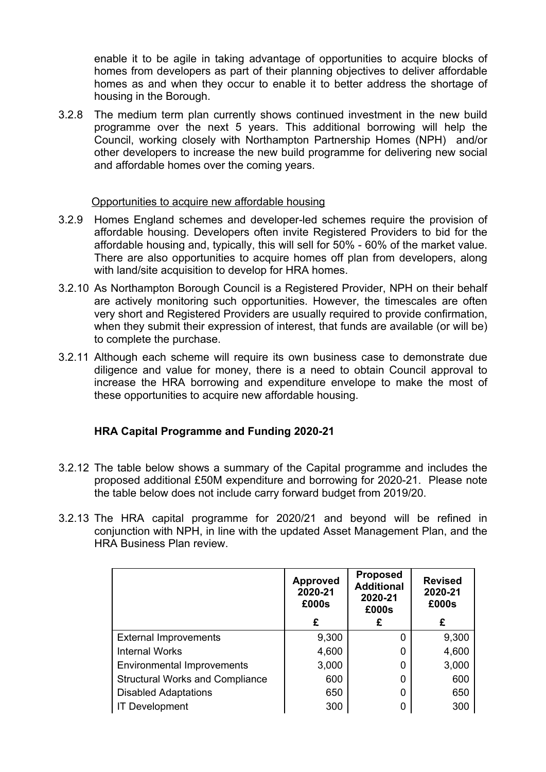enable it to be agile in taking advantage of opportunities to acquire blocks of homes from developers as part of their planning objectives to deliver affordable homes as and when they occur to enable it to better address the shortage of housing in the Borough.

3.2.8 The medium term plan currently shows continued investment in the new build programme over the next 5 years. This additional borrowing will help the Council, working closely with Northampton Partnership Homes (NPH) and/or other developers to increase the new build programme for delivering new social and affordable homes over the coming years.

Opportunities to acquire new affordable housing

3.2.9 Homes England schemes and developer-led schemes require the provision of affordable housing. Developers often invite Registered Providers to bid for the affordable housing and, typically, this will sell for 50% - 60% of the market value. There are also opportunities to acquire homes off plan from developers, along with land/site acquisition to develop for HRA homes.

3.2.10 As Northampton Borough Council is a Registered Provider, NPH on their behalf are actively monitoring such opportunities. However, the timescales are often very short and Registered Providers are usually required to provide confirmation, when they submit their expression of interest, that funds are available (or will be) to complete the purchase.

3.2.11 Although each scheme will require its own business case to demonstrate due diligence and value for money, there is a need to obtain Council approval to increase the HRA borrowing and expenditure envelope to make the most of these opportunities to acquire new affordable housing.

**HRA Capital Programme and Funding 2020-21**

3.2.12 The table below shows a summary of the Capital programme and includes the proposed additional £50M expenditure and borrowing for 2020-21. Please note the table below does not include carry forward budget from 2019/20.

3.2.13 The HRA capital programme for 2020/21 and beyond will be refined in conjunction with NPH, in line with the updated Asset Management Plan, and the HRA Business Plan review.

| | **Approved 2020-21 £000s** | **Proposed Additional 2020-21 £000s** | **Revised 2020-21 £000s** |
|---|---|---|---|
| | **£** | **£** | **£** |
| External Improvements | 9,300 | 0 | 9,300 |
| Internal Works | 4,600 | 0 | 4,600 |
| Environmental Improvements | 3,000 | 0 | 3,000 |
| Structural Works and Compliance | 600 | 0 | 600 |
| Disabled Adaptations | 650 | 0 | 650 |
| IT Development | 300 | 0 | 300 |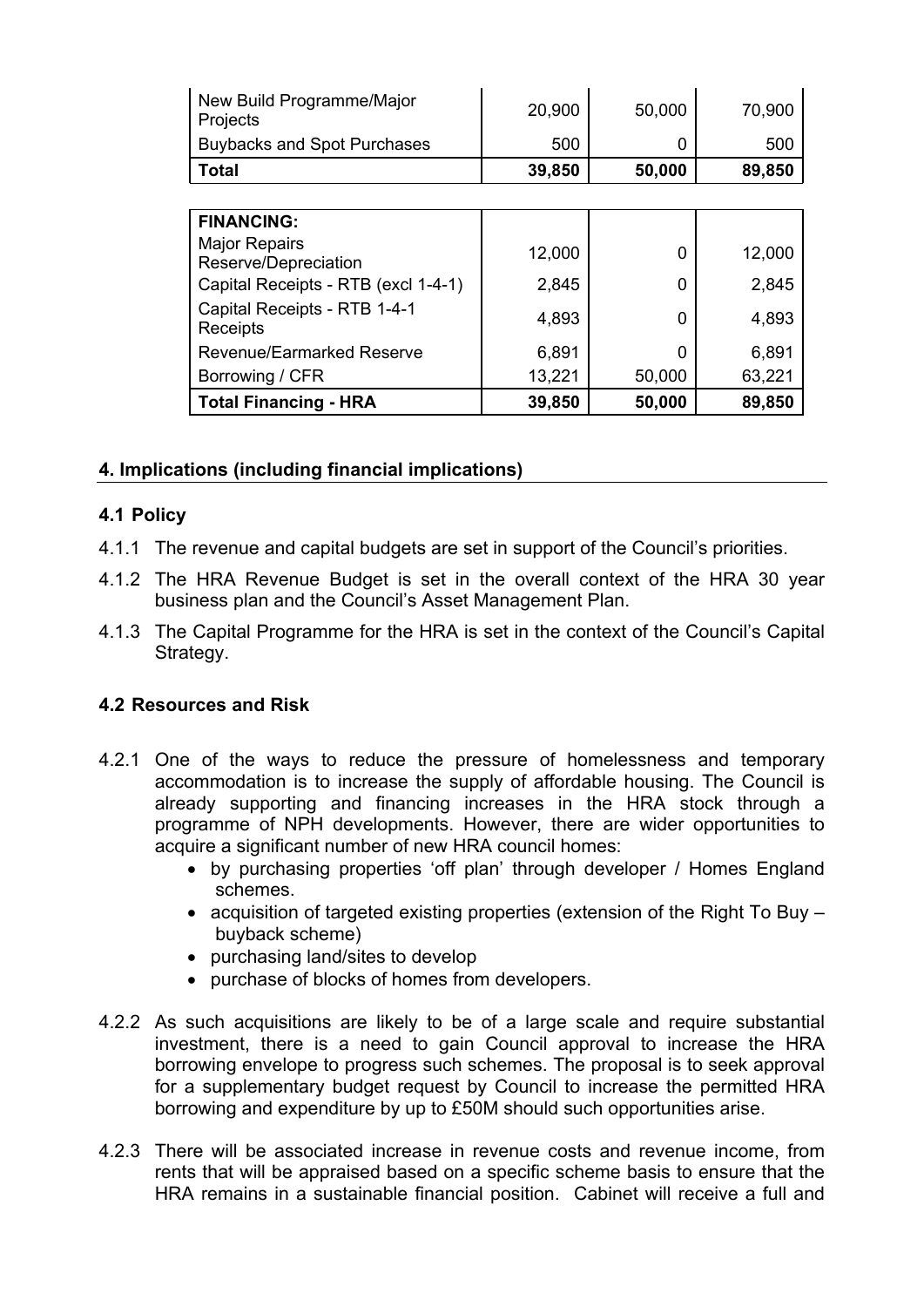| New Build Programme/Major Projects | 20,900 | 50,000 | 70,900 |
|---|---|---|---|
| Buybacks and Spot Purchases | 500 | 0 | 500 |
| **Total** | **39,850** | **50,000** | **89,850** |

| **FINANCING:** | | | |
|---|---|---|---|
| Major Repairs Reserve/Depreciation | 12,000 | 0 | 12,000 |
| Capital Receipts - RTB (excl 1-4-1) | 2,845 | 0 | 2,845 |
| Capital Receipts - RTB 1-4-1 Receipts | 4,893 | 0 | 4,893 |
| Revenue/Earmarked Reserve | 6,891 | 0 | 6,891 |
| Borrowing / CFR | 13,221 | 50,000 | 63,221 |
| **Total Financing - HRA** | **39,850** | **50,000** | **89,850** |

## 4. Implications (including financial implications)

### 4.1 Policy

4.1.1 The revenue and capital budgets are set in support of the Council's priorities.

4.1.2 The HRA Revenue Budget is set in the overall context of the HRA 30 year business plan and the Council's Asset Management Plan.

4.1.3 The Capital Programme for the HRA is set in the context of the Council's Capital Strategy.

### 4.2 Resources and Risk

4.2.1 One of the ways to reduce the pressure of homelessness and temporary accommodation is to increase the supply of affordable housing. The Council is already supporting and financing increases in the HRA stock through a programme of NPH developments. However, there are wider opportunities to acquire a significant number of new HRA council homes:

- by purchasing properties 'off plan' through developer / Homes England schemes.
- acquisition of targeted existing properties (extension of the Right To Buy – buyback scheme)
- purchasing land/sites to develop
- purchase of blocks of homes from developers.

4.2.2 As such acquisitions are likely to be of a large scale and require substantial investment, there is a need to gain Council approval to increase the HRA borrowing envelope to progress such schemes. The proposal is to seek approval for a supplementary budget request by Council to increase the permitted HRA borrowing and expenditure by up to £50M should such opportunities arise.

4.2.3 There will be associated increase in revenue costs and revenue income, from rents that will be appraised based on a specific scheme basis to ensure that the HRA remains in a sustainable financial position. Cabinet will receive a full and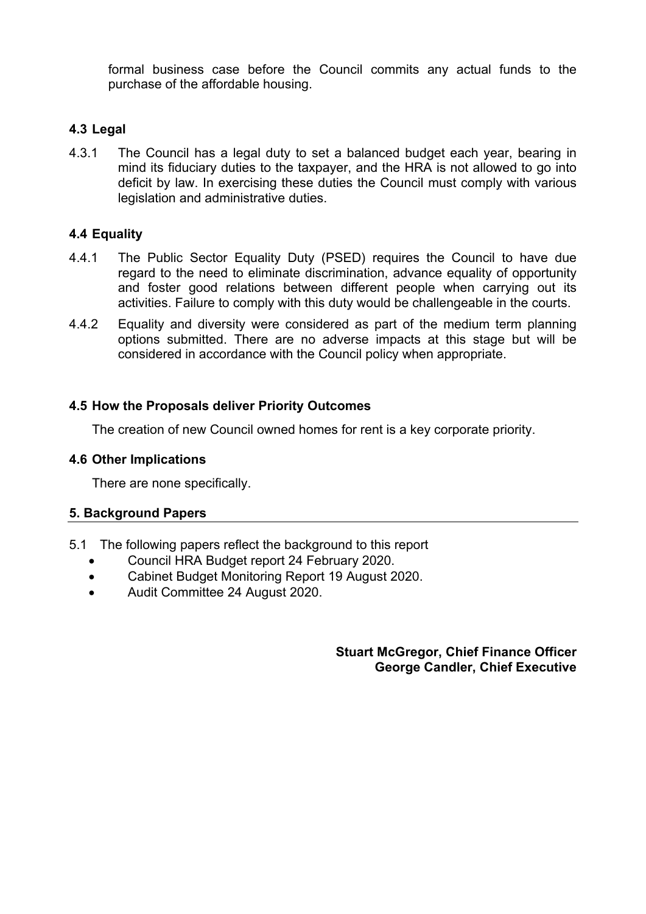formal business case before the Council commits any actual funds to the purchase of the affordable housing.

### 4.3 Legal

4.3.1 The Council has a legal duty to set a balanced budget each year, bearing in mind its fiduciary duties to the taxpayer, and the HRA is not allowed to go into deficit by law. In exercising these duties the Council must comply with various legislation and administrative duties.

### 4.4 Equality

4.4.1 The Public Sector Equality Duty (PSED) requires the Council to have due regard to the need to eliminate discrimination, advance equality of opportunity and foster good relations between different people when carrying out its activities. Failure to comply with this duty would be challengeable in the courts.

4.4.2 Equality and diversity were considered as part of the medium term planning options submitted. There are no adverse impacts at this stage but will be considered in accordance with the Council policy when appropriate.

### 4.5 How the Proposals deliver Priority Outcomes

The creation of new Council owned homes for rent is a key corporate priority.

### 4.6 Other Implications

There are none specifically.

## 5. Background Papers

5.1 The following papers reflect the background to this report

- Council HRA Budget report 24 February 2020.
- Cabinet Budget Monitoring Report 19 August 2020.
- Audit Committee 24 August 2020.

**Stuart McGregor, Chief Finance Officer**
**George Candler, Chief Executive**